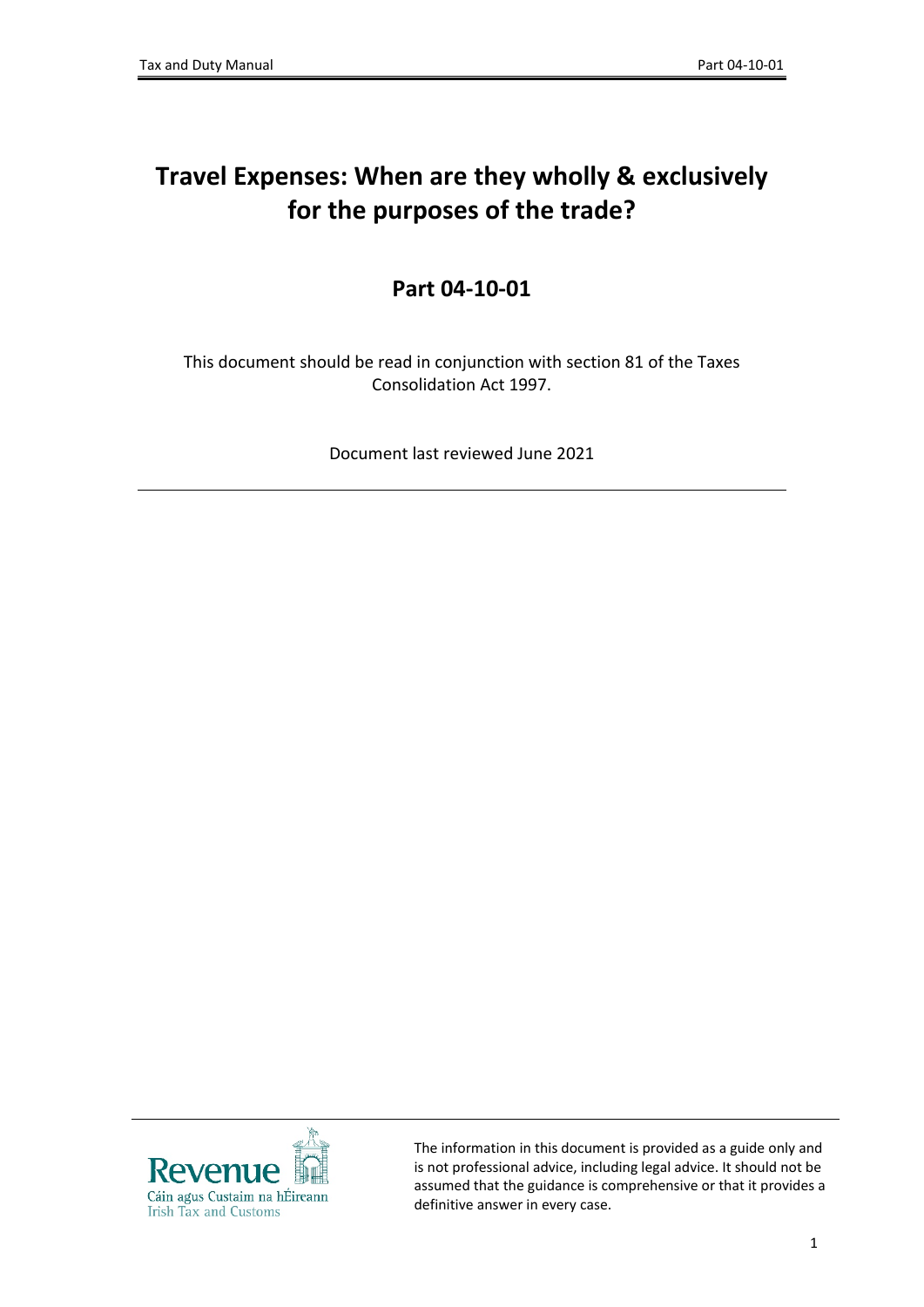# Travel Expenses: When are they wholly & exclusively for the purposes of the trade?

## Part 04-10-01

This document should be read in conjunction with section 81 of the Taxes Consolidation Act 1997.

Document last reviewed June 2021

The information in this document is provided as a guide only and is not professional advice, including legal advice. It should not be assumed that the guidance is comprehensive or that it provides a definitive answer in every case.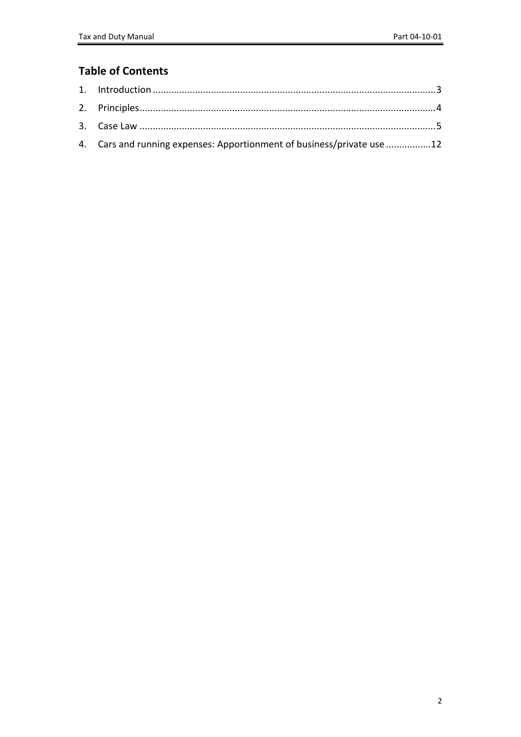## Table of Contents

1. Introduction ........................................................................................................3
2. Principles..............................................................................................................4
3. Case Law ..............................................................................................................5
4. Cars and running expenses: Apportionment of business/private use ................12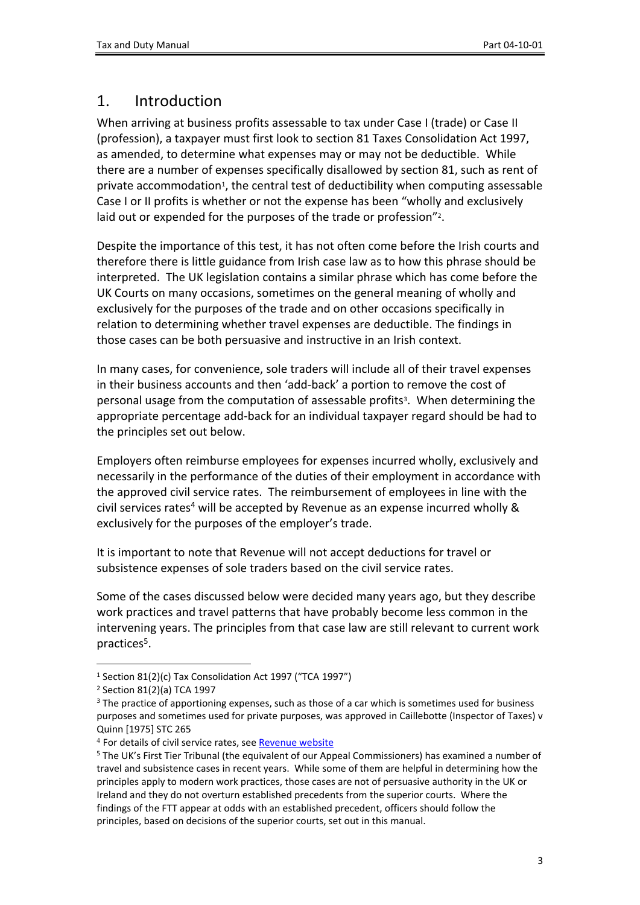# 1. Introduction

When arriving at business profits assessable to tax under Case I (trade) or Case II (profession), a taxpayer must first look to section 81 Taxes Consolidation Act 1997, as amended, to determine what expenses may or may not be deductible. While there are a number of expenses specifically disallowed by section 81, such as rent of private accommodation[1], the central test of deductibility when computing assessable Case I or II profits is whether or not the expense has been "wholly and exclusively laid out or expended for the purposes of the trade or profession"[2].

Despite the importance of this test, it has not often come before the Irish courts and therefore there is little guidance from Irish case law as to how this phrase should be interpreted. The UK legislation contains a similar phrase which has come before the UK Courts on many occasions, sometimes on the general meaning of wholly and exclusively for the purposes of the trade and on other occasions specifically in relation to determining whether travel expenses are deductible. The findings in those cases can be both persuasive and instructive in an Irish context.

In many cases, for convenience, sole traders will include all of their travel expenses in their business accounts and then 'add-back' a portion to remove the cost of personal usage from the computation of assessable profits[3]. When determining the appropriate percentage add-back for an individual taxpayer regard should be had to the principles set out below.

Employers often reimburse employees for expenses incurred wholly, exclusively and necessarily in the performance of the duties of their employment in accordance with the approved civil service rates. The reimbursement of employees in line with the civil services rates[4] will be accepted by Revenue as an expense incurred wholly & exclusively for the purposes of the employer's trade.

It is important to note that Revenue will not accept deductions for travel or subsistence expenses of sole traders based on the civil service rates.

Some of the cases discussed below were decided many years ago, but they describe work practices and travel patterns that have probably become less common in the intervening years. The principles from that case law are still relevant to current work practices[5].

---

[1] Section 81(2)(c) Tax Consolidation Act 1997 ("TCA 1997")

[2] Section 81(2)(a) TCA 1997

[3] The practice of apportioning expenses, such as those of a car which is sometimes used for business purposes and sometimes used for private purposes, was approved in Caillebotte (Inspector of Taxes) v Quinn [1975] STC 265

[4] For details of civil service rates, see Revenue website

[5] The UK's First Tier Tribunal (the equivalent of our Appeal Commissioners) has examined a number of travel and subsistence cases in recent years. While some of them are helpful in determining how the principles apply to modern work practices, those cases are not of persuasive authority in the UK or Ireland and they do not overturn established precedents from the superior courts. Where the findings of the FTT appear at odds with an established precedent, officers should follow the principles, based on decisions of the superior courts, set out in this manual.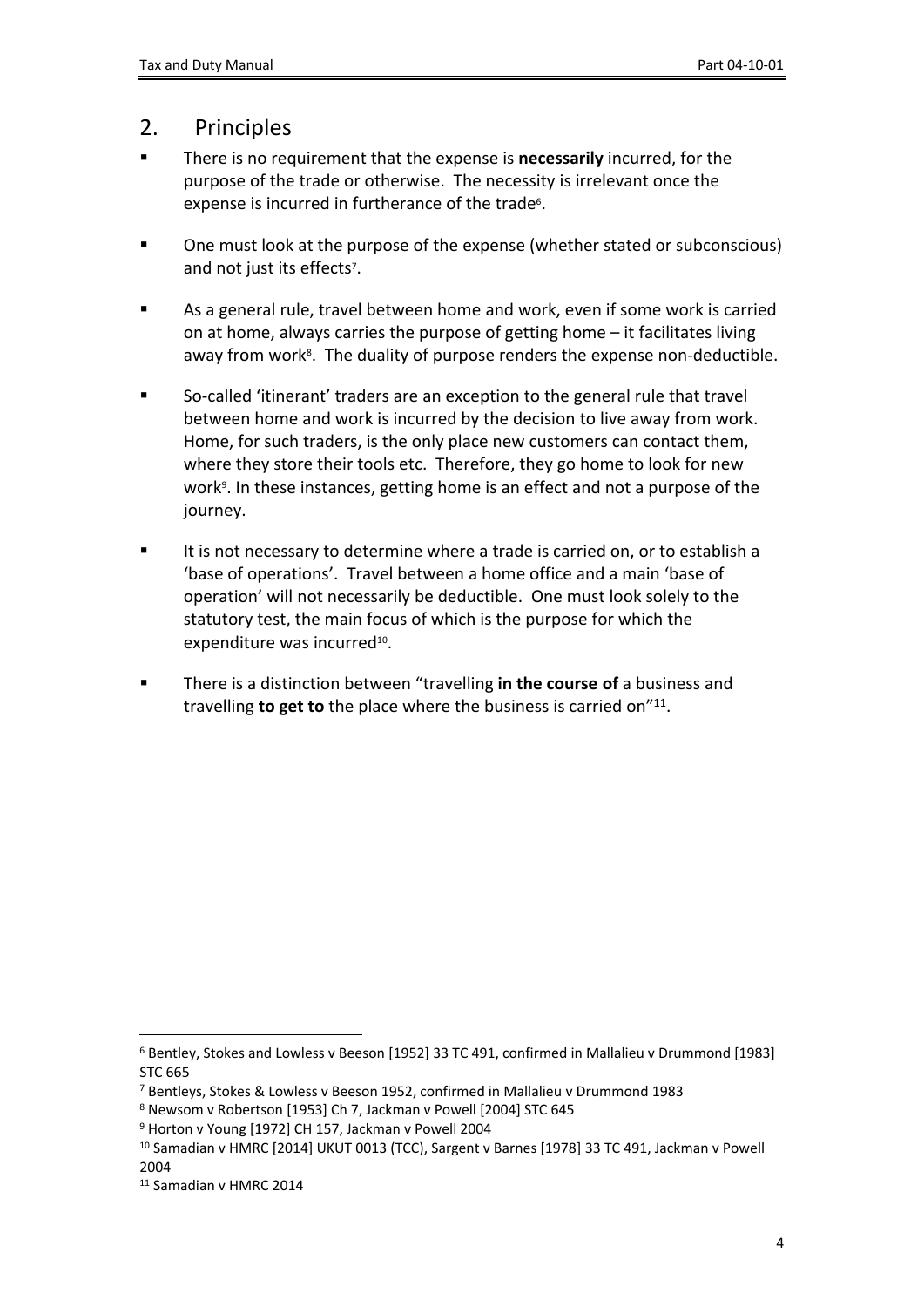## 2. Principles

- There is no requirement that the expense is **necessarily** incurred, for the purpose of the trade or otherwise. The necessity is irrelevant once the expense is incurred in furtherance of the trade[6].

- One must look at the purpose of the expense (whether stated or subconscious) and not just its effects[7].

- As a general rule, travel between home and work, even if some work is carried on at home, always carries the purpose of getting home – it facilitates living away from work[8]. The duality of purpose renders the expense non-deductible.

- So-called 'itinerant' traders are an exception to the general rule that travel between home and work is incurred by the decision to live away from work. Home, for such traders, is the only place new customers can contact them, where they store their tools etc. Therefore, they go home to look for new work[9]. In these instances, getting home is an effect and not a purpose of the journey.

- It is not necessary to determine where a trade is carried on, or to establish a 'base of operations'. Travel between a home office and a main 'base of operation' will not necessarily be deductible. One must look solely to the statutory test, the main focus of which is the purpose for which the expenditure was incurred[10].

- There is a distinction between "travelling **in the course of** a business and travelling **to get to** the place where the business is carried on"[11].

---

[6] Bentley, Stokes and Lowless v Beeson [1952] 33 TC 491, confirmed in Mallalieu v Drummond [1983] STC 665

[7] Bentleys, Stokes & Lowless v Beeson 1952, confirmed in Mallalieu v Drummond 1983

[8] Newsom v Robertson [1953] Ch 7, Jackman v Powell [2004] STC 645

[9] Horton v Young [1972] CH 157, Jackman v Powell 2004

[10] Samadian v HMRC [2014] UKUT 0013 (TCC), Sargent v Barnes [1978] 33 TC 491, Jackman v Powell 2004

[11] Samadian v HMRC 2014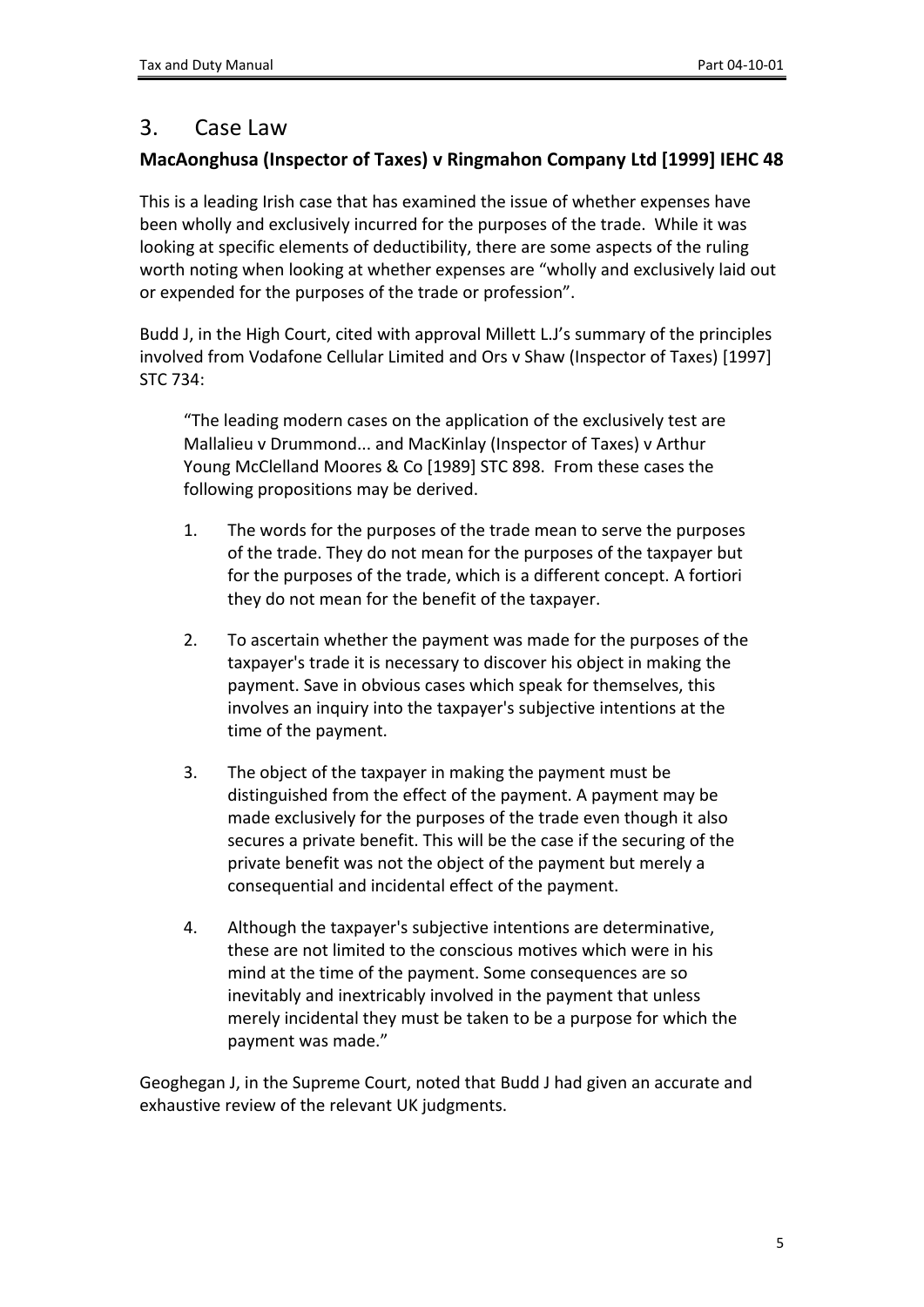## 3. Case Law

### MacAonghusa (Inspector of Taxes) v Ringmahon Company Ltd [1999] IEHC 48

This is a leading Irish case that has examined the issue of whether expenses have been wholly and exclusively incurred for the purposes of the trade. While it was looking at specific elements of deductibility, there are some aspects of the ruling worth noting when looking at whether expenses are "wholly and exclusively laid out or expended for the purposes of the trade or profession".

Budd J, in the High Court, cited with approval Millett L.J's summary of the principles involved from Vodafone Cellular Limited and Ors v Shaw (Inspector of Taxes) [1997] STC 734:

> "The leading modern cases on the application of the exclusively test are Mallalieu v Drummond... and MacKinlay (Inspector of Taxes) v Arthur Young McClelland Moores & Co [1989] STC 898. From these cases the following propositions may be derived.
>
> 1. The words for the purposes of the trade mean to serve the purposes of the trade. They do not mean for the purposes of the taxpayer but for the purposes of the trade, which is a different concept. A fortiori they do not mean for the benefit of the taxpayer.
>
> 2. To ascertain whether the payment was made for the purposes of the taxpayer's trade it is necessary to discover his object in making the payment. Save in obvious cases which speak for themselves, this involves an inquiry into the taxpayer's subjective intentions at the time of the payment.
>
> 3. The object of the taxpayer in making the payment must be distinguished from the effect of the payment. A payment may be made exclusively for the purposes of the trade even though it also secures a private benefit. This will be the case if the securing of the private benefit was not the object of the payment but merely a consequential and incidental effect of the payment.
>
> 4. Although the taxpayer's subjective intentions are determinative, these are not limited to the conscious motives which were in his mind at the time of the payment. Some consequences are so inevitably and inextricably involved in the payment that unless merely incidental they must be taken to be a purpose for which the payment was made."

Geoghegan J, in the Supreme Court, noted that Budd J had given an accurate and exhaustive review of the relevant UK judgments.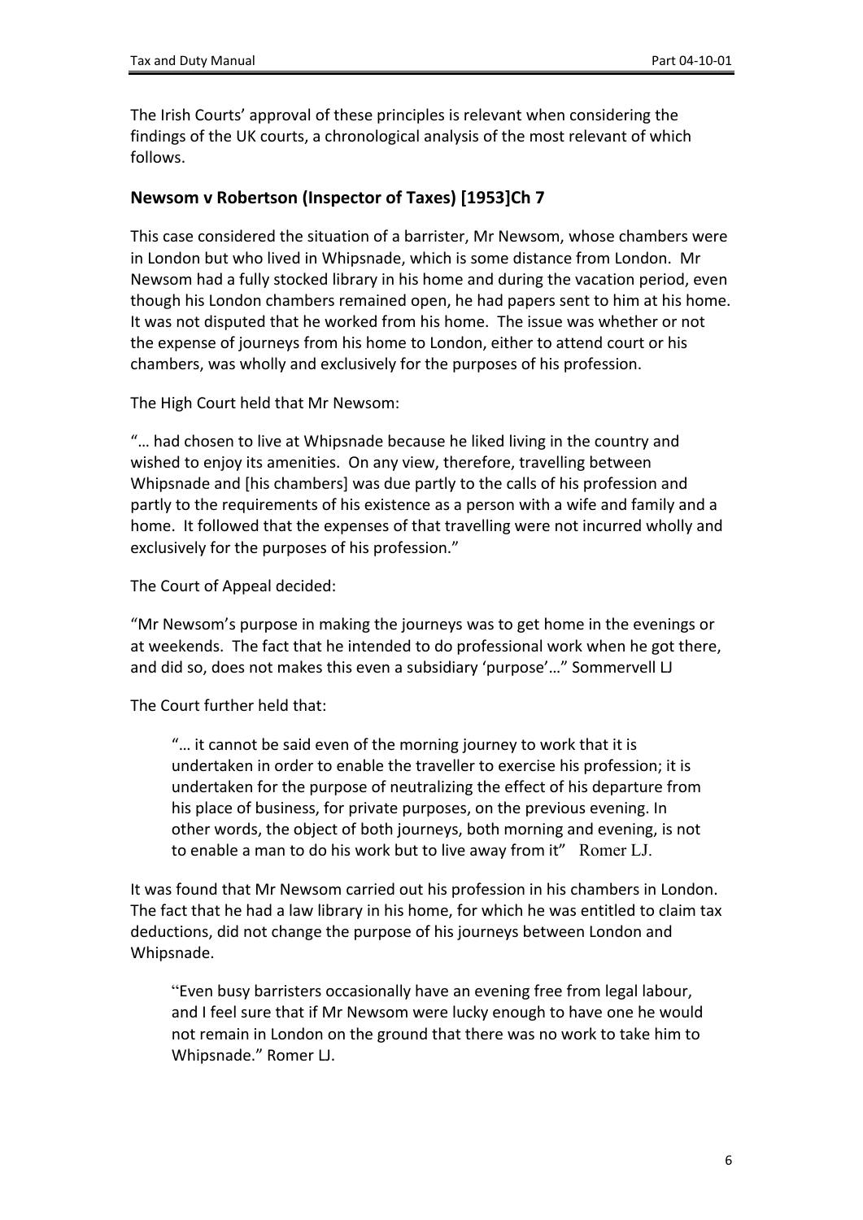The Irish Courts' approval of these principles is relevant when considering the findings of the UK courts, a chronological analysis of the most relevant of which follows.

## Newsom v Robertson (Inspector of Taxes) [1953]Ch 7

This case considered the situation of a barrister, Mr Newsom, whose chambers were in London but who lived in Whipsnade, which is some distance from London. Mr Newsom had a fully stocked library in his home and during the vacation period, even though his London chambers remained open, he had papers sent to him at his home. It was not disputed that he worked from his home. The issue was whether or not the expense of journeys from his home to London, either to attend court or his chambers, was wholly and exclusively for the purposes of his profession.

The High Court held that Mr Newsom:

"… had chosen to live at Whipsnade because he liked living in the country and wished to enjoy its amenities. On any view, therefore, travelling between Whipsnade and [his chambers] was due partly to the calls of his profession and partly to the requirements of his existence as a person with a wife and family and a home. It followed that the expenses of that travelling were not incurred wholly and exclusively for the purposes of his profession."

The Court of Appeal decided:

"Mr Newsom's purpose in making the journeys was to get home in the evenings or at weekends. The fact that he intended to do professional work when he got there, and did so, does not makes this even a subsidiary 'purpose'…" Sommervell LJ

The Court further held that:

> "… it cannot be said even of the morning journey to work that it is undertaken in order to enable the traveller to exercise his profession; it is undertaken for the purpose of neutralizing the effect of his departure from his place of business, for private purposes, on the previous evening. In other words, the object of both journeys, both morning and evening, is not to enable a man to do his work but to live away from it" Romer LJ.

It was found that Mr Newsom carried out his profession in his chambers in London. The fact that he had a law library in his home, for which he was entitled to claim tax deductions, did not change the purpose of his journeys between London and Whipsnade.

> "Even busy barristers occasionally have an evening free from legal labour, and I feel sure that if Mr Newsom were lucky enough to have one he would not remain in London on the ground that there was no work to take him to Whipsnade." Romer LJ.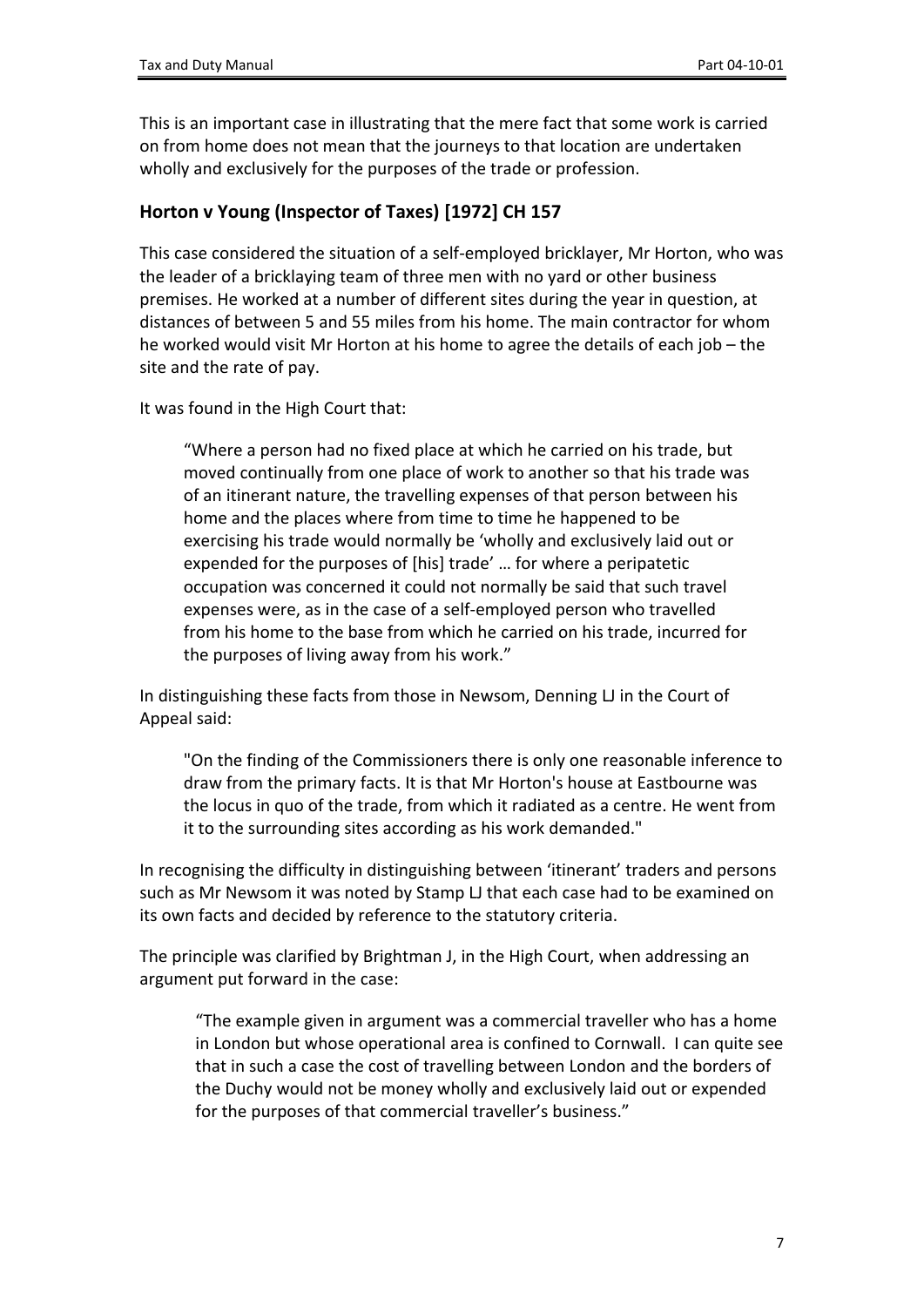This is an important case in illustrating that the mere fact that some work is carried on from home does not mean that the journeys to that location are undertaken wholly and exclusively for the purposes of the trade or profession.

## Horton v Young (Inspector of Taxes) [1972] CH 157

This case considered the situation of a self-employed bricklayer, Mr Horton, who was the leader of a bricklaying team of three men with no yard or other business premises. He worked at a number of different sites during the year in question, at distances of between 5 and 55 miles from his home. The main contractor for whom he worked would visit Mr Horton at his home to agree the details of each job – the site and the rate of pay.

It was found in the High Court that:

> "Where a person had no fixed place at which he carried on his trade, but moved continually from one place of work to another so that his trade was of an itinerant nature, the travelling expenses of that person between his home and the places where from time to time he happened to be exercising his trade would normally be 'wholly and exclusively laid out or expended for the purposes of [his] trade' … for where a peripatetic occupation was concerned it could not normally be said that such travel expenses were, as in the case of a self-employed person who travelled from his home to the base from which he carried on his trade, incurred for the purposes of living away from his work."

In distinguishing these facts from those in Newsom, Denning LJ in the Court of Appeal said:

> "On the finding of the Commissioners there is only one reasonable inference to draw from the primary facts. It is that Mr Horton's house at Eastbourne was the locus in quo of the trade, from which it radiated as a centre. He went from it to the surrounding sites according as his work demanded."

In recognising the difficulty in distinguishing between 'itinerant' traders and persons such as Mr Newsom it was noted by Stamp LJ that each case had to be examined on its own facts and decided by reference to the statutory criteria.

The principle was clarified by Brightman J, in the High Court, when addressing an argument put forward in the case:

> "The example given in argument was a commercial traveller who has a home in London but whose operational area is confined to Cornwall. I can quite see that in such a case the cost of travelling between London and the borders of the Duchy would not be money wholly and exclusively laid out or expended for the purposes of that commercial traveller's business."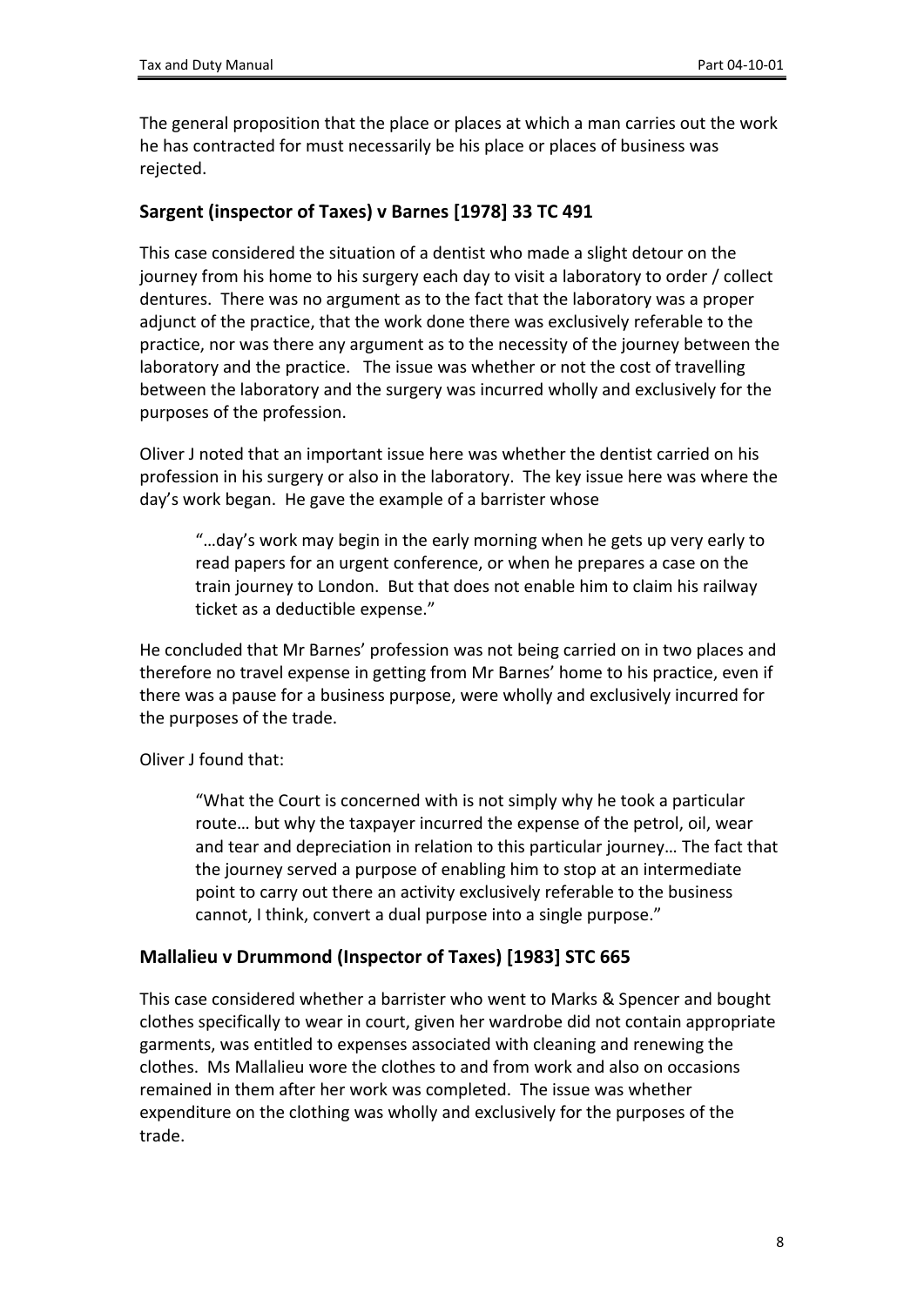The general proposition that the place or places at which a man carries out the work he has contracted for must necessarily be his place or places of business was rejected.

## Sargent (inspector of Taxes) v Barnes [1978] 33 TC 491

This case considered the situation of a dentist who made a slight detour on the journey from his home to his surgery each day to visit a laboratory to order / collect dentures. There was no argument as to the fact that the laboratory was a proper adjunct of the practice, that the work done there was exclusively referable to the practice, nor was there any argument as to the necessity of the journey between the laboratory and the practice. The issue was whether or not the cost of travelling between the laboratory and the surgery was incurred wholly and exclusively for the purposes of the profession.

Oliver J noted that an important issue here was whether the dentist carried on his profession in his surgery or also in the laboratory. The key issue here was where the day's work began. He gave the example of a barrister whose

> "…day's work may begin in the early morning when he gets up very early to read papers for an urgent conference, or when he prepares a case on the train journey to London. But that does not enable him to claim his railway ticket as a deductible expense."

He concluded that Mr Barnes' profession was not being carried on in two places and therefore no travel expense in getting from Mr Barnes' home to his practice, even if there was a pause for a business purpose, were wholly and exclusively incurred for the purposes of the trade.

Oliver J found that:

> "What the Court is concerned with is not simply why he took a particular route… but why the taxpayer incurred the expense of the petrol, oil, wear and tear and depreciation in relation to this particular journey… The fact that the journey served a purpose of enabling him to stop at an intermediate point to carry out there an activity exclusively referable to the business cannot, I think, convert a dual purpose into a single purpose."

## Mallalieu v Drummond (Inspector of Taxes) [1983] STC 665

This case considered whether a barrister who went to Marks & Spencer and bought clothes specifically to wear in court, given her wardrobe did not contain appropriate garments, was entitled to expenses associated with cleaning and renewing the clothes. Ms Mallalieu wore the clothes to and from work and also on occasions remained in them after her work was completed. The issue was whether expenditure on the clothing was wholly and exclusively for the purposes of the trade.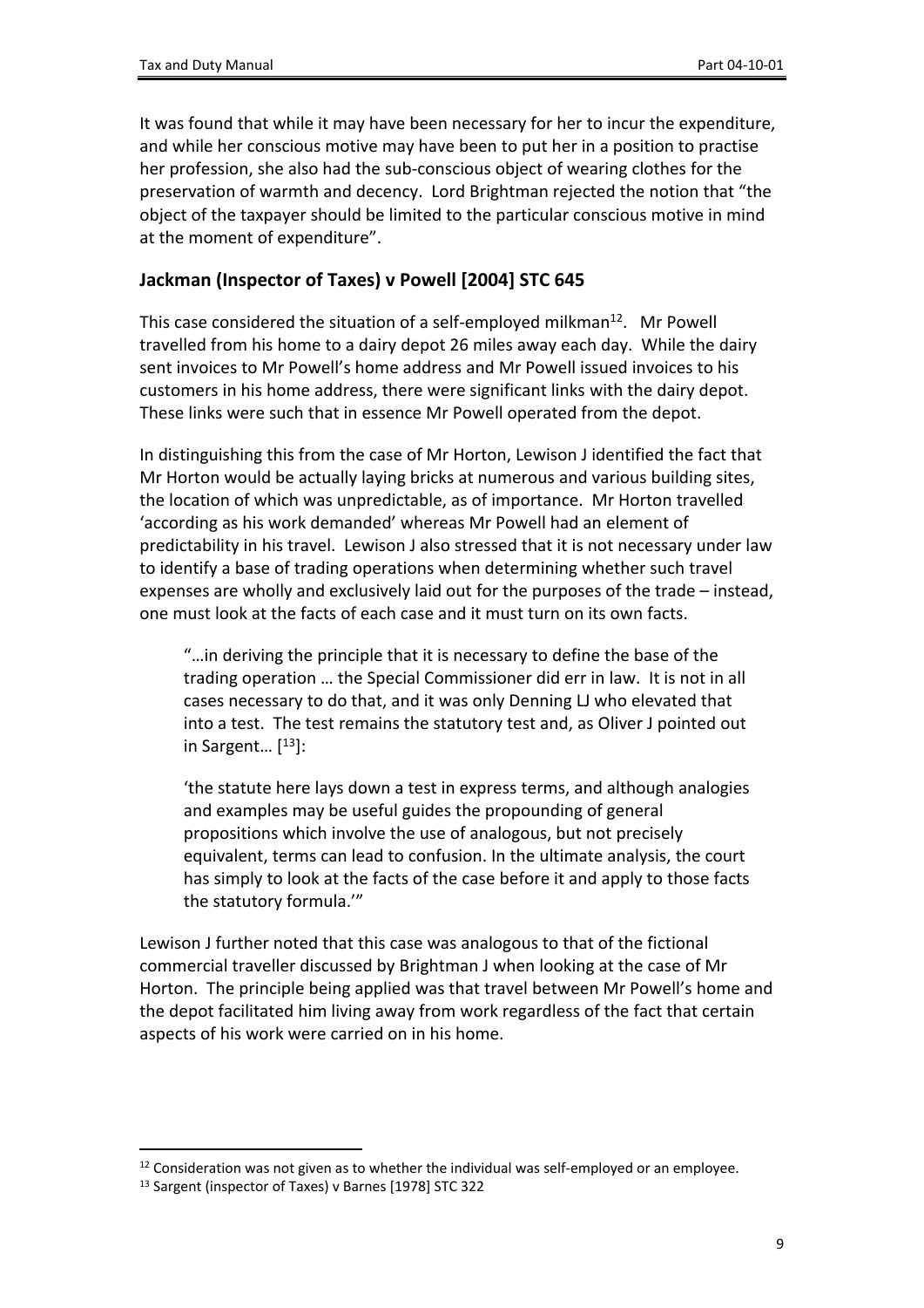It was found that while it may have been necessary for her to incur the expenditure, and while her conscious motive may have been to put her in a position to practise her profession, she also had the sub-conscious object of wearing clothes for the preservation of warmth and decency. Lord Brightman rejected the notion that "the object of the taxpayer should be limited to the particular conscious motive in mind at the moment of expenditure".

### Jackman (Inspector of Taxes) v Powell [2004] STC 645

This case considered the situation of a self-employed milkman[12]. Mr Powell travelled from his home to a dairy depot 26 miles away each day. While the dairy sent invoices to Mr Powell's home address and Mr Powell issued invoices to his customers in his home address, there were significant links with the dairy depot. These links were such that in essence Mr Powell operated from the depot.

In distinguishing this from the case of Mr Horton, Lewison J identified the fact that Mr Horton would be actually laying bricks at numerous and various building sites, the location of which was unpredictable, as of importance. Mr Horton travelled 'according as his work demanded' whereas Mr Powell had an element of predictability in his travel. Lewison J also stressed that it is not necessary under law to identify a base of trading operations when determining whether such travel expenses are wholly and exclusively laid out for the purposes of the trade – instead, one must look at the facts of each case and it must turn on its own facts.

> "…in deriving the principle that it is necessary to define the base of the trading operation … the Special Commissioner did err in law. It is not in all cases necessary to do that, and it was only Denning LJ who elevated that into a test. The test remains the statutory test and, as Oliver J pointed out in Sargent… [[13]]:
>
> 'the statute here lays down a test in express terms, and although analogies and examples may be useful guides the propounding of general propositions which involve the use of analogous, but not precisely equivalent, terms can lead to confusion. In the ultimate analysis, the court has simply to look at the facts of the case before it and apply to those facts the statutory formula.'"

Lewison J further noted that this case was analogous to that of the fictional commercial traveller discussed by Brightman J when looking at the case of Mr Horton. The principle being applied was that travel between Mr Powell's home and the depot facilitated him living away from work regardless of the fact that certain aspects of his work were carried on in his home.

---

[12] Consideration was not given as to whether the individual was self-employed or an employee.

[13] Sargent (inspector of Taxes) v Barnes [1978] STC 322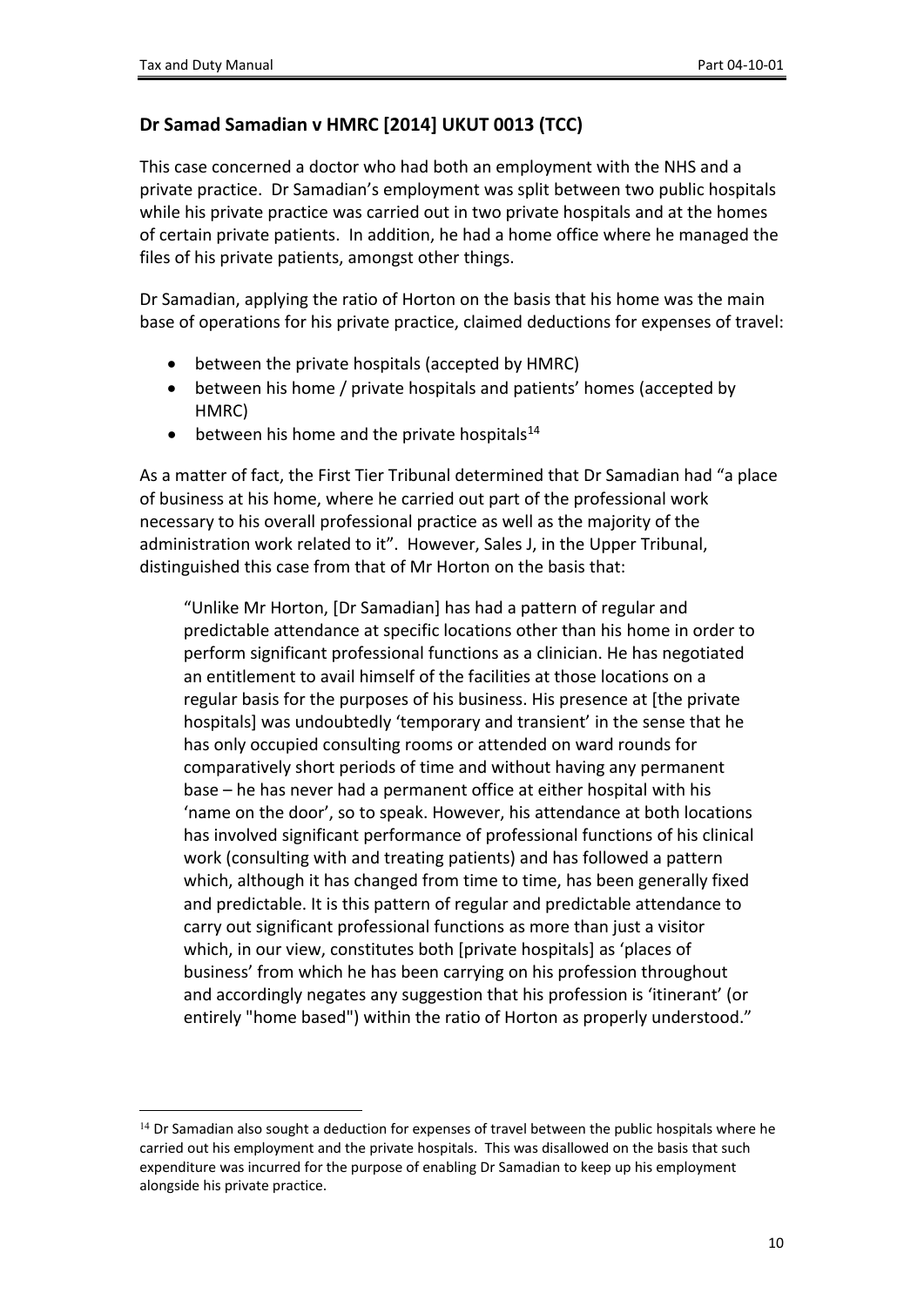## Dr Samad Samadian v HMRC [2014] UKUT 0013 (TCC)

This case concerned a doctor who had both an employment with the NHS and a private practice. Dr Samadian's employment was split between two public hospitals while his private practice was carried out in two private hospitals and at the homes of certain private patients. In addition, he had a home office where he managed the files of his private patients, amongst other things.

Dr Samadian, applying the ratio of Horton on the basis that his home was the main base of operations for his private practice, claimed deductions for expenses of travel:

- between the private hospitals (accepted by HMRC)
- between his home / private hospitals and patients' homes (accepted by HMRC)
- between his home and the private hospitals[14]

As a matter of fact, the First Tier Tribunal determined that Dr Samadian had "a place of business at his home, where he carried out part of the professional work necessary to his overall professional practice as well as the majority of the administration work related to it". However, Sales J, in the Upper Tribunal, distinguished this case from that of Mr Horton on the basis that:

> "Unlike Mr Horton, [Dr Samadian] has had a pattern of regular and predictable attendance at specific locations other than his home in order to perform significant professional functions as a clinician. He has negotiated an entitlement to avail himself of the facilities at those locations on a regular basis for the purposes of his business. His presence at [the private hospitals] was undoubtedly 'temporary and transient' in the sense that he has only occupied consulting rooms or attended on ward rounds for comparatively short periods of time and without having any permanent base – he has never had a permanent office at either hospital with his 'name on the door', so to speak. However, his attendance at both locations has involved significant performance of professional functions of his clinical work (consulting with and treating patients) and has followed a pattern which, although it has changed from time to time, has been generally fixed and predictable. It is this pattern of regular and predictable attendance to carry out significant professional functions as more than just a visitor which, in our view, constitutes both [private hospitals] as 'places of business' from which he has been carrying on his profession throughout and accordingly negates any suggestion that his profession is 'itinerant' (or entirely "home based") within the ratio of Horton as properly understood."

---

[14] Dr Samadian also sought a deduction for expenses of travel between the public hospitals where he carried out his employment and the private hospitals. This was disallowed on the basis that such expenditure was incurred for the purpose of enabling Dr Samadian to keep up his employment alongside his private practice.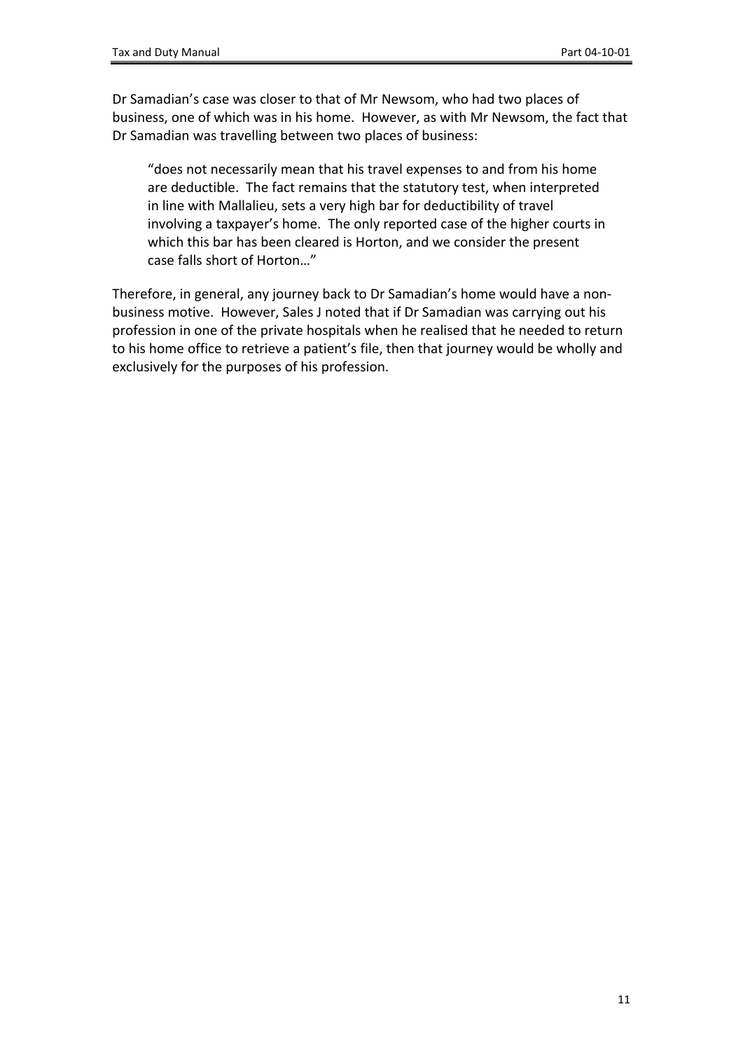Dr Samadian's case was closer to that of Mr Newsom, who had two places of business, one of which was in his home. However, as with Mr Newsom, the fact that Dr Samadian was travelling between two places of business:

> "does not necessarily mean that his travel expenses to and from his home are deductible. The fact remains that the statutory test, when interpreted in line with Mallalieu, sets a very high bar for deductibility of travel involving a taxpayer's home. The only reported case of the higher courts in which this bar has been cleared is Horton, and we consider the present case falls short of Horton…"

Therefore, in general, any journey back to Dr Samadian's home would have a non-business motive. However, Sales J noted that if Dr Samadian was carrying out his profession in one of the private hospitals when he realised that he needed to return to his home office to retrieve a patient's file, then that journey would be wholly and exclusively for the purposes of his profession.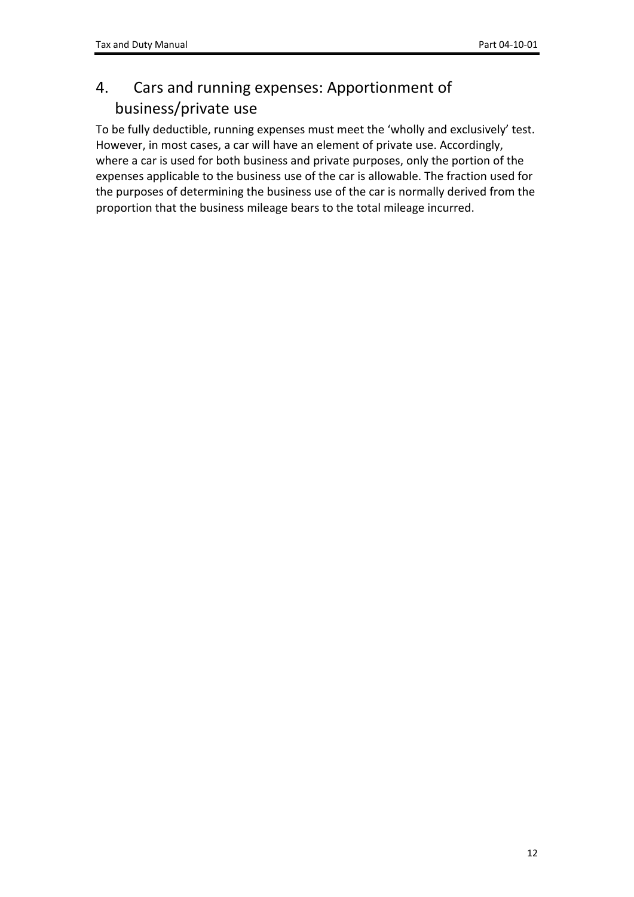## 4. Cars and running expenses: Apportionment of business/private use

To be fully deductible, running expenses must meet the 'wholly and exclusively' test. However, in most cases, a car will have an element of private use. Accordingly, where a car is used for both business and private purposes, only the portion of the expenses applicable to the business use of the car is allowable. The fraction used for the purposes of determining the business use of the car is normally derived from the proportion that the business mileage bears to the total mileage incurred.